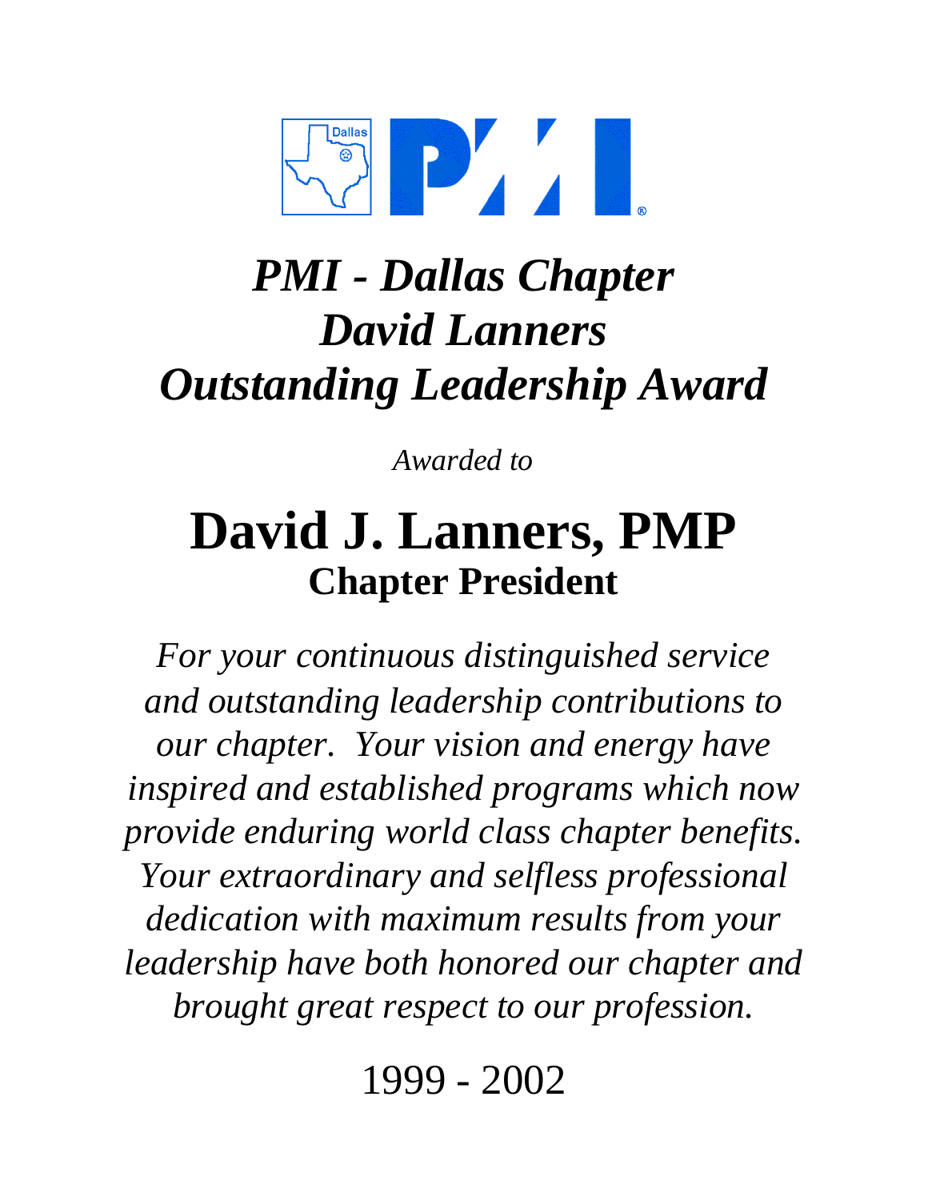# *PMI - Dallas Chapter*
# *David Lanners*
# *Outstanding Leadership Award*

*Awarded to*

# David J. Lanners, PMP
## Chapter President

*For your continuous distinguished service and outstanding leadership contributions to our chapter. Your vision and energy have inspired and established programs which now provide enduring world class chapter benefits. Your extraordinary and selfless professional dedication with maximum results from your leadership have both honored our chapter and brought great respect to our profession.*

1999 - 2002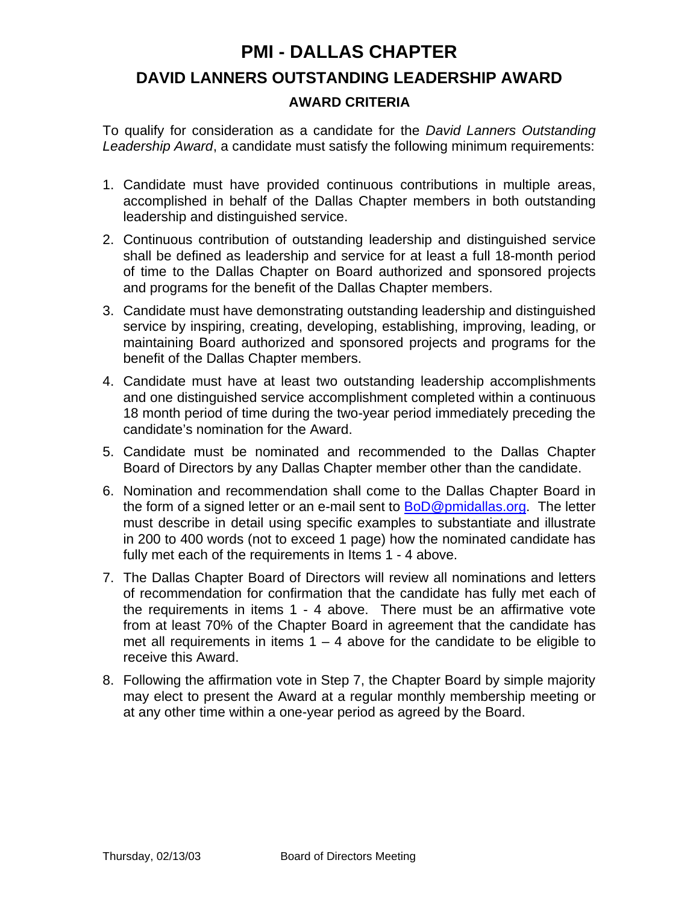# PMI - DALLAS CHAPTER

## DAVID LANNERS OUTSTANDING LEADERSHIP AWARD

### AWARD CRITERIA

To qualify for consideration as a candidate for the *David Lanners Outstanding Leadership Award*, a candidate must satisfy the following minimum requirements:

1. Candidate must have provided continuous contributions in multiple areas, accomplished in behalf of the Dallas Chapter members in both outstanding leadership and distinguished service.
2. Continuous contribution of outstanding leadership and distinguished service shall be defined as leadership and service for at least a full 18-month period of time to the Dallas Chapter on Board authorized and sponsored projects and programs for the benefit of the Dallas Chapter members.
3. Candidate must have demonstrating outstanding leadership and distinguished service by inspiring, creating, developing, establishing, improving, leading, or maintaining Board authorized and sponsored projects and programs for the benefit of the Dallas Chapter members.
4. Candidate must have at least two outstanding leadership accomplishments and one distinguished service accomplishment completed within a continuous 18 month period of time during the two-year period immediately preceding the candidate's nomination for the Award.
5. Candidate must be nominated and recommended to the Dallas Chapter Board of Directors by any Dallas Chapter member other than the candidate.
6. Nomination and recommendation shall come to the Dallas Chapter Board in the form of a signed letter or an e-mail sent to BoD@pmidallas.org. The letter must describe in detail using specific examples to substantiate and illustrate in 200 to 400 words (not to exceed 1 page) how the nominated candidate has fully met each of the requirements in Items 1 - 4 above.
7. The Dallas Chapter Board of Directors will review all nominations and letters of recommendation for confirmation that the candidate has fully met each of the requirements in items 1 - 4 above. There must be an affirmative vote from at least 70% of the Chapter Board in agreement that the candidate has met all requirements in items 1 – 4 above for the candidate to be eligible to receive this Award.
8. Following the affirmation vote in Step 7, the Chapter Board by simple majority may elect to present the Award at a regular monthly membership meeting or at any other time within a one-year period as agreed by the Board.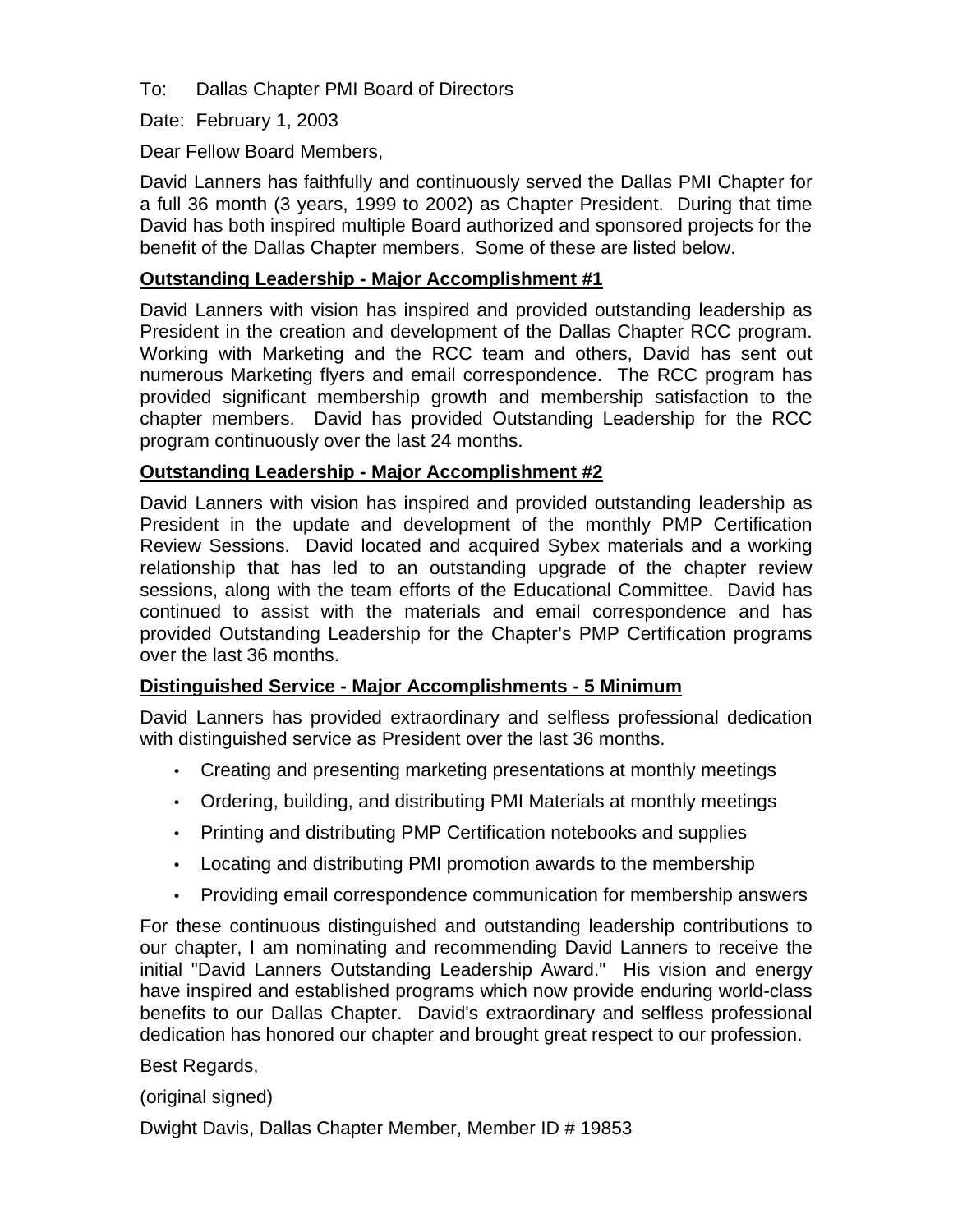To: Dallas Chapter PMI Board of Directors

Date: February 1, 2003

Dear Fellow Board Members,

David Lanners has faithfully and continuously served the Dallas PMI Chapter for a full 36 month (3 years, 1999 to 2002) as Chapter President. During that time David has both inspired multiple Board authorized and sponsored projects for the benefit of the Dallas Chapter members. Some of these are listed below.

**<u>Outstanding Leadership - Major Accomplishment #1</u>**

David Lanners with vision has inspired and provided outstanding leadership as President in the creation and development of the Dallas Chapter RCC program. Working with Marketing and the RCC team and others, David has sent out numerous Marketing flyers and email correspondence. The RCC program has provided significant membership growth and membership satisfaction to the chapter members. David has provided Outstanding Leadership for the RCC program continuously over the last 24 months.

**<u>Outstanding Leadership - Major Accomplishment #2</u>**

David Lanners with vision has inspired and provided outstanding leadership as President in the update and development of the monthly PMP Certification Review Sessions. David located and acquired Sybex materials and a working relationship that has led to an outstanding upgrade of the chapter review sessions, along with the team efforts of the Educational Committee. David has continued to assist with the materials and email correspondence and has provided Outstanding Leadership for the Chapter's PMP Certification programs over the last 36 months.

**<u>Distinguished Service - Major Accomplishments - 5 Minimum</u>**

David Lanners has provided extraordinary and selfless professional dedication with distinguished service as President over the last 36 months.

- Creating and presenting marketing presentations at monthly meetings
- Ordering, building, and distributing PMI Materials at monthly meetings
- Printing and distributing PMP Certification notebooks and supplies
- Locating and distributing PMI promotion awards to the membership
- Providing email correspondence communication for membership answers

For these continuous distinguished and outstanding leadership contributions to our chapter, I am nominating and recommending David Lanners to receive the initial "David Lanners Outstanding Leadership Award." His vision and energy have inspired and established programs which now provide enduring world-class benefits to our Dallas Chapter. David's extraordinary and selfless professional dedication has honored our chapter and brought great respect to our profession.

Best Regards,

(original signed)

Dwight Davis, Dallas Chapter Member, Member ID # 19853